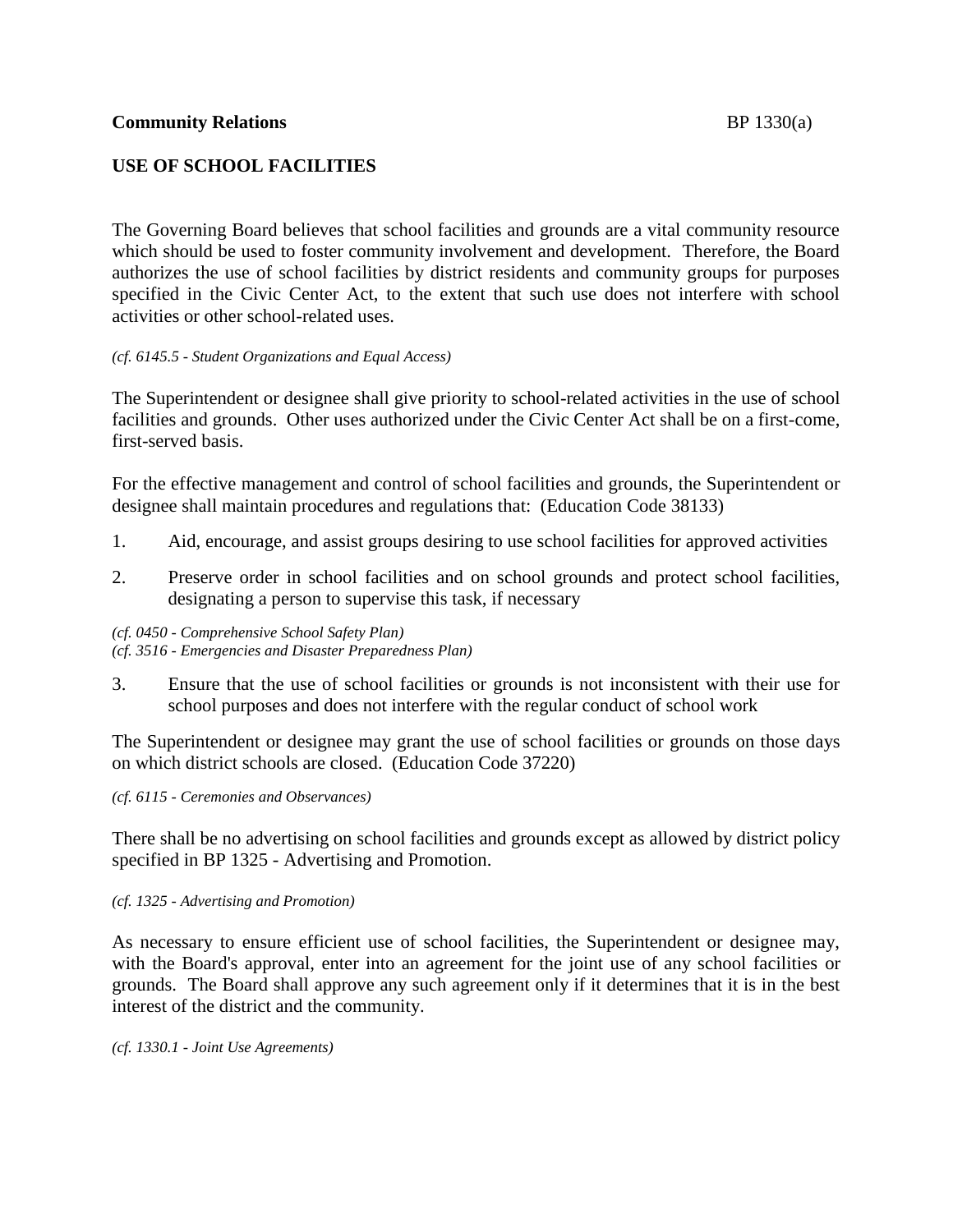**Community Relations** BP 1330(a)

## USE OF SCHOOL FACILITIES

The Governing Board believes that school facilities and grounds are a vital community resource which should be used to foster community involvement and development. Therefore, the Board authorizes the use of school facilities by district residents and community groups for purposes specified in the Civic Center Act, to the extent that such use does not interfere with school activities or other school-related uses.

*(cf. 6145.5 - Student Organizations and Equal Access)*

The Superintendent or designee shall give priority to school-related activities in the use of school facilities and grounds. Other uses authorized under the Civic Center Act shall be on a first-come, first-served basis.

For the effective management and control of school facilities and grounds, the Superintendent or designee shall maintain procedures and regulations that: (Education Code 38133)

1. Aid, encourage, and assist groups desiring to use school facilities for approved activities

2. Preserve order in school facilities and on school grounds and protect school facilities, designating a person to supervise this task, if necessary

*(cf. 0450 - Comprehensive School Safety Plan)*
*(cf. 3516 - Emergencies and Disaster Preparedness Plan)*

3. Ensure that the use of school facilities or grounds is not inconsistent with their use for school purposes and does not interfere with the regular conduct of school work

The Superintendent or designee may grant the use of school facilities or grounds on those days on which district schools are closed. (Education Code 37220)

*(cf. 6115 - Ceremonies and Observances)*

There shall be no advertising on school facilities and grounds except as allowed by district policy specified in BP 1325 - Advertising and Promotion.

*(cf. 1325 - Advertising and Promotion)*

As necessary to ensure efficient use of school facilities, the Superintendent or designee may, with the Board's approval, enter into an agreement for the joint use of any school facilities or grounds. The Board shall approve any such agreement only if it determines that it is in the best interest of the district and the community.

*(cf. 1330.1 - Joint Use Agreements)*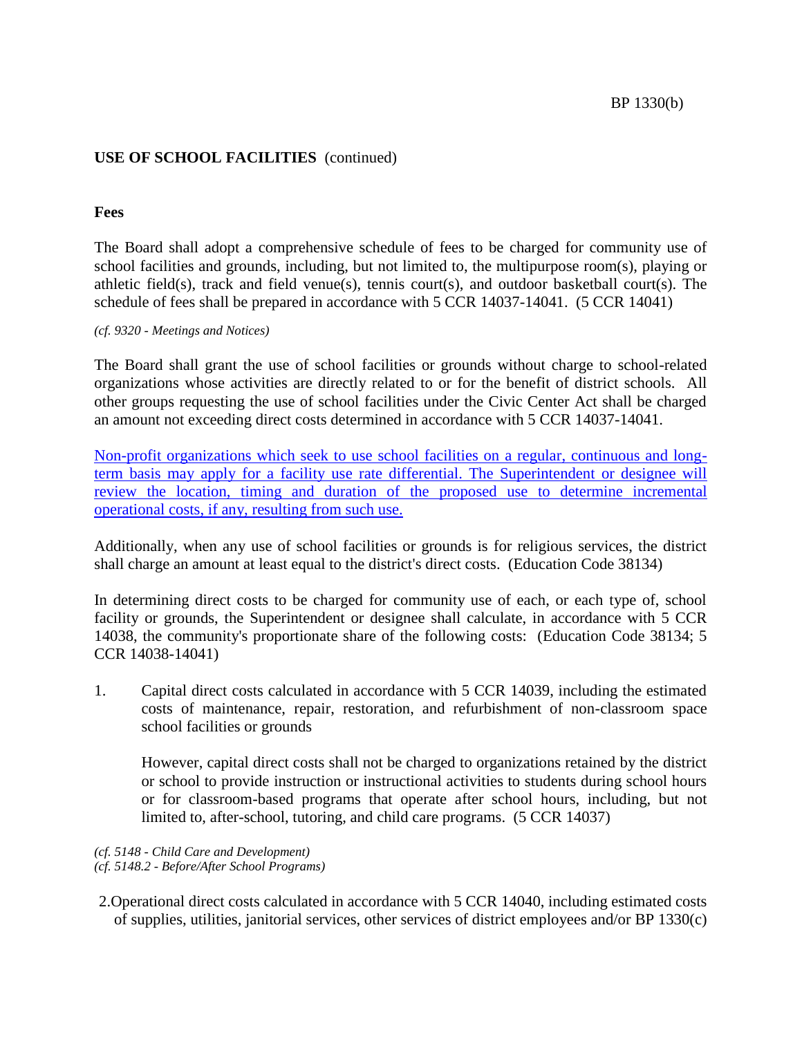## USE OF SCHOOL FACILITIES (continued)

### Fees

The Board shall adopt a comprehensive schedule of fees to be charged for community use of school facilities and grounds, including, but not limited to, the multipurpose room(s), playing or athletic field(s), track and field venue(s), tennis court(s), and outdoor basketball court(s). The schedule of fees shall be prepared in accordance with 5 CCR 14037-14041. (5 CCR 14041)

*(cf. 9320 - Meetings and Notices)*

The Board shall grant the use of school facilities or grounds without charge to school-related organizations whose activities are directly related to or for the benefit of district schools. All other groups requesting the use of school facilities under the Civic Center Act shall be charged an amount not exceeding direct costs determined in accordance with 5 CCR 14037-14041.

Non-profit organizations which seek to use school facilities on a regular, continuous and long-term basis may apply for a facility use rate differential. The Superintendent or designee will review the location, timing and duration of the proposed use to determine incremental operational costs, if any, resulting from such use.

Additionally, when any use of school facilities or grounds is for religious services, the district shall charge an amount at least equal to the district's direct costs. (Education Code 38134)

In determining direct costs to be charged for community use of each, or each type of, school facility or grounds, the Superintendent or designee shall calculate, in accordance with 5 CCR 14038, the community's proportionate share of the following costs: (Education Code 38134; 5 CCR 14038-14041)

1. Capital direct costs calculated in accordance with 5 CCR 14039, including the estimated costs of maintenance, repair, restoration, and refurbishment of non-classroom space school facilities or grounds

   However, capital direct costs shall not be charged to organizations retained by the district or school to provide instruction or instructional activities to students during school hours or for classroom-based programs that operate after school hours, including, but not limited to, after-school, tutoring, and child care programs. (5 CCR 14037)

*(cf. 5148 - Child Care and Development)*
*(cf. 5148.2 - Before/After School Programs)*

2. Operational direct costs calculated in accordance with 5 CCR 14040, including estimated costs of supplies, utilities, janitorial services, other services of district employees and/or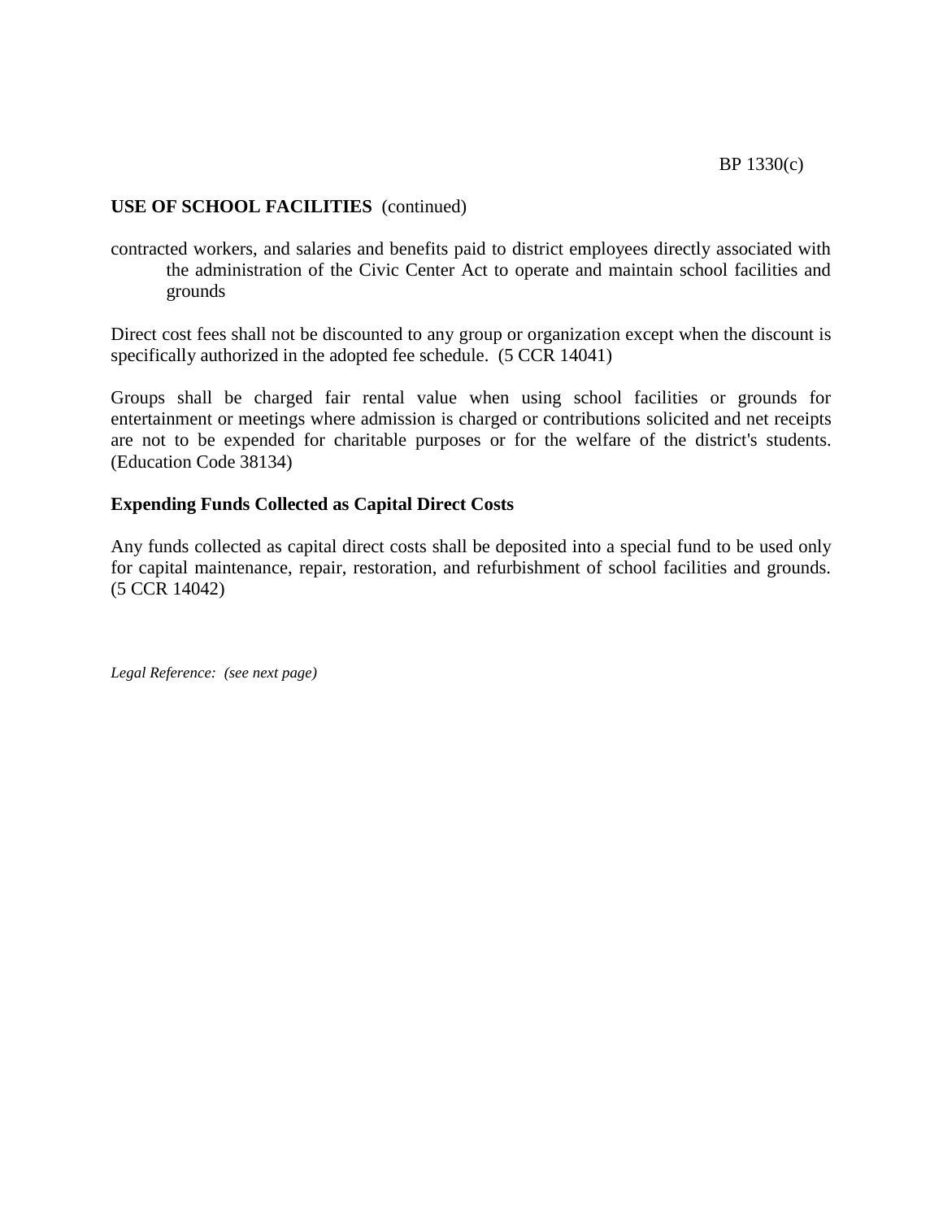**USE OF SCHOOL FACILITIES** (continued)

contracted workers, and salaries and benefits paid to district employees directly associated with the administration of the Civic Center Act to operate and maintain school facilities and grounds

Direct cost fees shall not be discounted to any group or organization except when the discount is specifically authorized in the adopted fee schedule. (5 CCR 14041)

Groups shall be charged fair rental value when using school facilities or grounds for entertainment or meetings where admission is charged or contributions solicited and net receipts are not to be expended for charitable purposes or for the welfare of the district's students. (Education Code 38134)

**Expending Funds Collected as Capital Direct Costs**

Any funds collected as capital direct costs shall be deposited into a special fund to be used only for capital maintenance, repair, restoration, and refurbishment of school facilities and grounds. (5 CCR 14042)

*Legal Reference: (see next page)*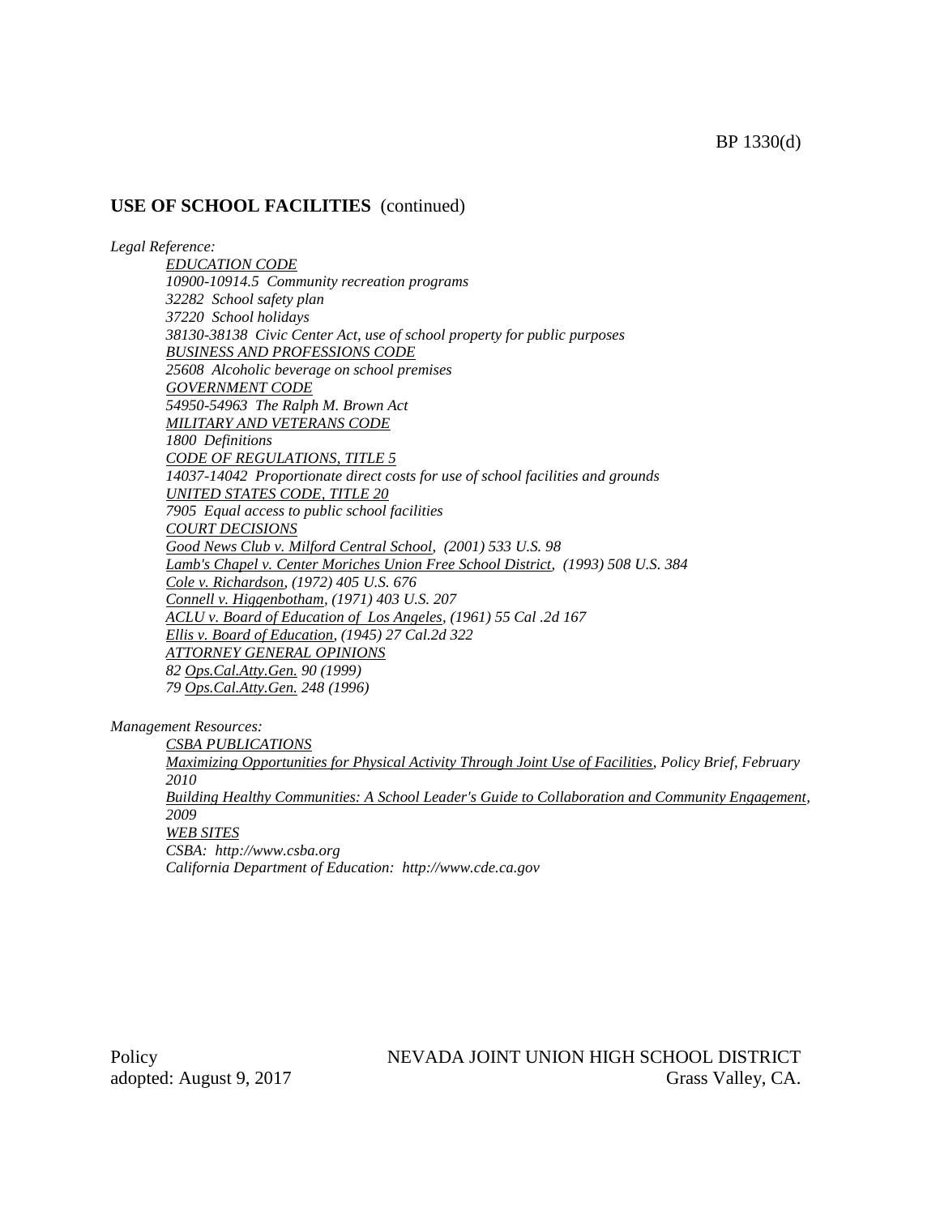## USE OF SCHOOL FACILITIES (continued)

*Legal Reference:*

*EDUCATION CODE*
*10900-10914.5 Community recreation programs*
*32282 School safety plan*
*37220 School holidays*
*38130-38138 Civic Center Act, use of school property for public purposes*
*BUSINESS AND PROFESSIONS CODE*
*25608 Alcoholic beverage on school premises*
*GOVERNMENT CODE*
*54950-54963 The Ralph M. Brown Act*
*MILITARY AND VETERANS CODE*
*1800 Definitions*
*CODE OF REGULATIONS, TITLE 5*
*14037-14042 Proportionate direct costs for use of school facilities and grounds*
*UNITED STATES CODE, TITLE 20*
*7905 Equal access to public school facilities*
*COURT DECISIONS*
*Good News Club v. Milford Central School, (2001) 533 U.S. 98*
*Lamb's Chapel v. Center Moriches Union Free School District, (1993) 508 U.S. 384*
*Cole v. Richardson, (1972) 405 U.S. 676*
*Connell v. Higgenbotham, (1971) 403 U.S. 207*
*ACLU v. Board of Education of Los Angeles, (1961) 55 Cal .2d 167*
*Ellis v. Board of Education, (1945) 27 Cal.2d 322*
*ATTORNEY GENERAL OPINIONS*
*82 Ops.Cal.Atty.Gen. 90 (1999)*
*79 Ops.Cal.Atty.Gen. 248 (1996)*

*Management Resources:*

*CSBA PUBLICATIONS*
*Maximizing Opportunities for Physical Activity Through Joint Use of Facilities, Policy Brief, February 2010*
*Building Healthy Communities: A School Leader's Guide to Collaboration and Community Engagement, 2009*
*WEB SITES*
*CSBA: http://www.csba.org*
*California Department of Education: http://www.cde.ca.gov*

Policy
adopted: August 9, 2017

NEVADA JOINT UNION HIGH SCHOOL DISTRICT
Grass Valley, CA.